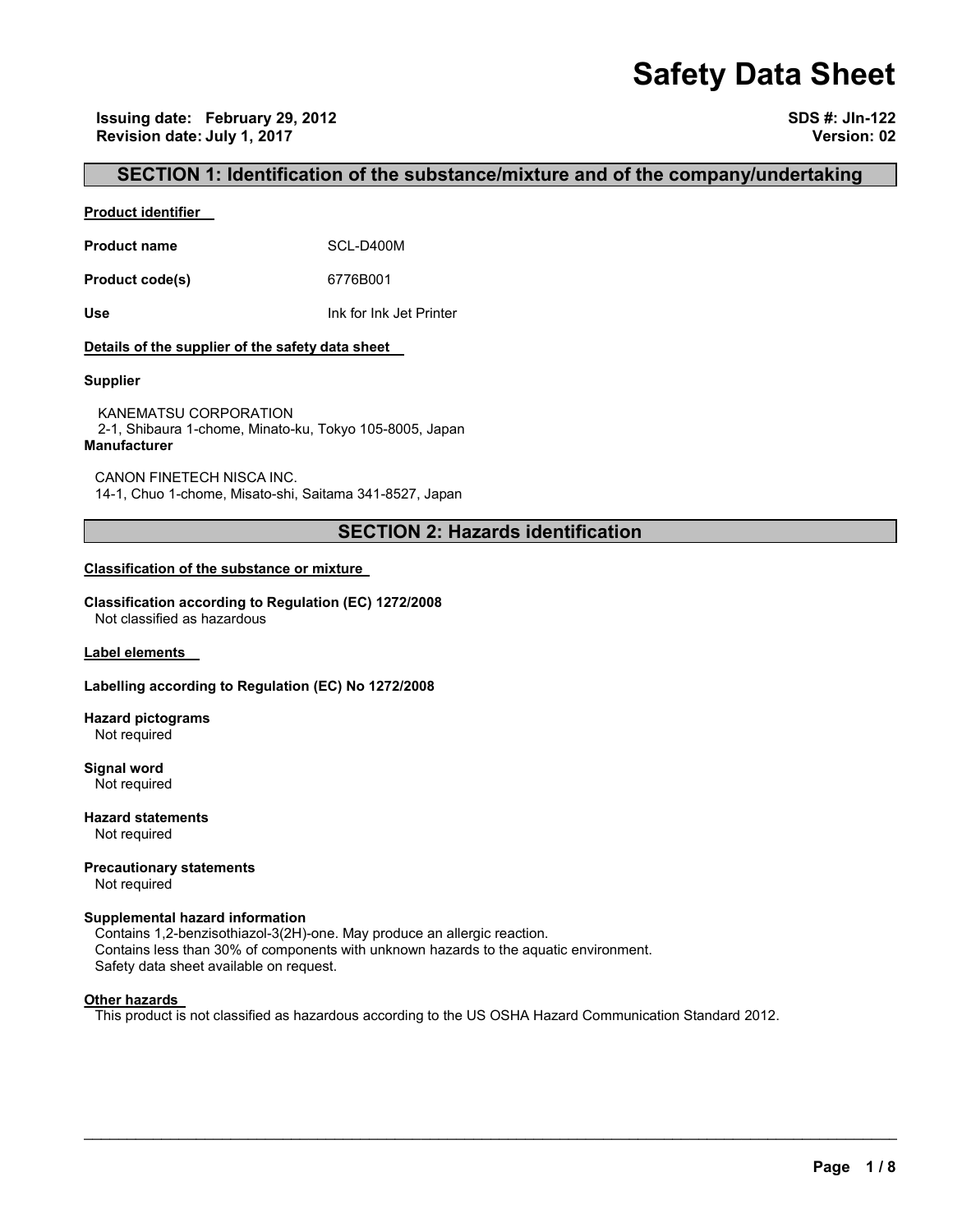# Safety Data Sheet

**Issuing date: February 29, 2012**
**Revision date: July 1, 2017**

**SDS #: JIn-122**
**Version: 02**

## SECTION 1: Identification of the substance/mixture and of the company/undertaking

**Product identifier**

**Product name** SCL-D400M

**Product code(s)** 6776B001

**Use** Ink for Ink Jet Printer

**Details of the supplier of the safety data sheet**

**Supplier**

KANEMATSU CORPORATION
2-1, Shibaura 1-chome, Minato-ku, Tokyo 105-8005, Japan

**Manufacturer**

CANON FINETECH NISCA INC.
14-1, Chuo 1-chome, Misato-shi, Saitama 341-8527, Japan

## SECTION 2: Hazards identification

**Classification of the substance or mixture**

**Classification according to Regulation (EC) 1272/2008**
Not classified as hazardous

**Label elements**

**Labelling according to Regulation (EC) No 1272/2008**

**Hazard pictograms**
Not required

**Signal word**
Not required

**Hazard statements**
Not required

**Precautionary statements**
Not required

**Supplemental hazard information**
Contains 1,2-benzisothiazol-3(2H)-one. May produce an allergic reaction.
Contains less than 30% of components with unknown hazards to the aquatic environment.
Safety data sheet available on request.

**Other hazards**
This product is not classified as hazardous according to the US OSHA Hazard Communication Standard 2012.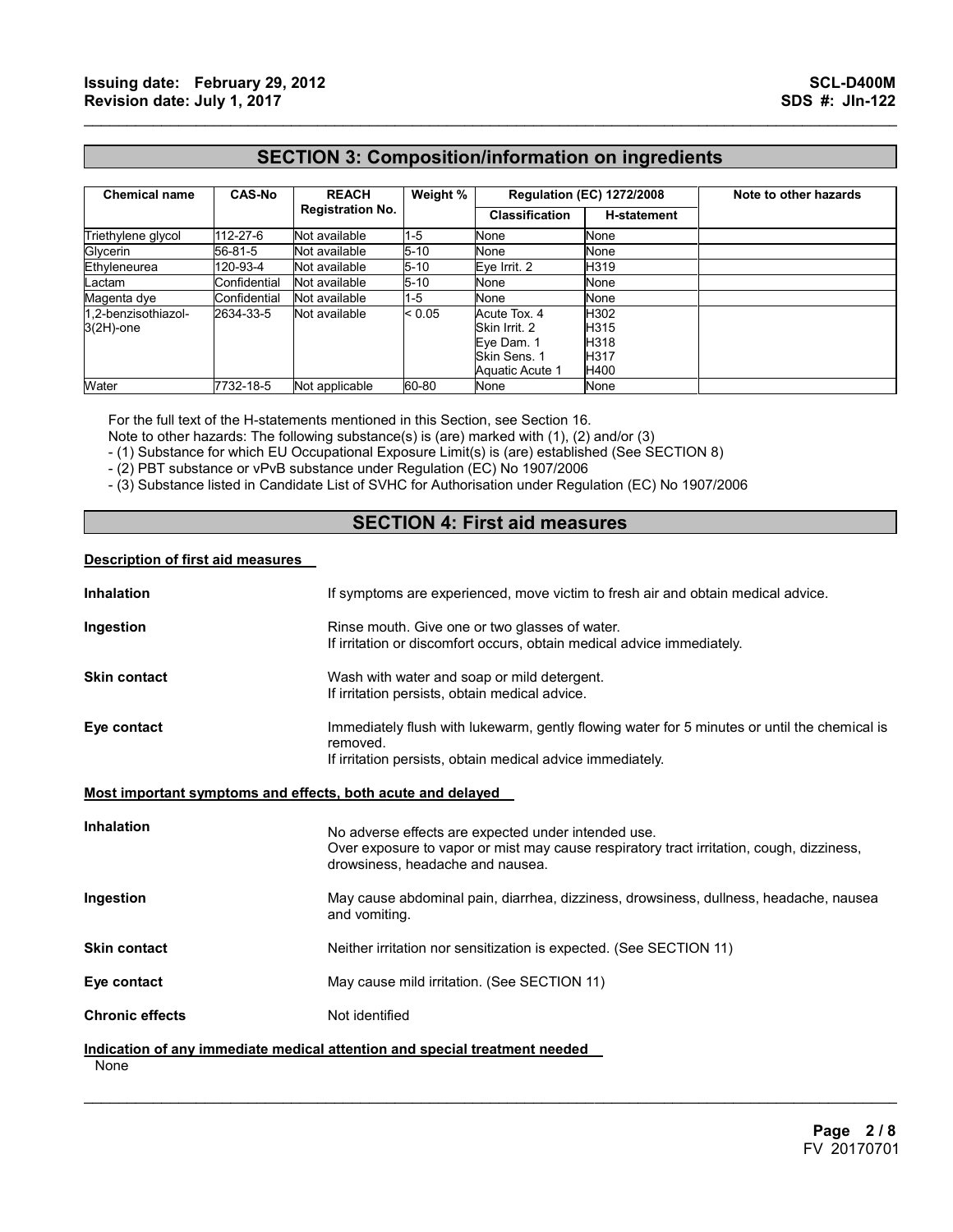## SECTION 3: Composition/information on ingredients

| Chemical name | CAS-No | REACH Registration No. | Weight % | Regulation (EC) 1272/2008 | | Note to other hazards |
|---|---|---|---|---|---|---|
| | | | | Classification | H-statement | |
| Triethylene glycol | 112-27-6 | Not available | 1-5 | None | None | |
| Glycerin | 56-81-5 | Not available | 5-10 | None | None | |
| Ethyleneurea | 120-93-4 | Not available | 5-10 | Eye Irrit. 2 | H319 | |
| Lactam | Confidential | Not available | 5-10 | None | None | |
| Magenta dye | Confidential | Not available | 1-5 | None | None | |
| 1,2-benzisothiazol-3(2H)-one | 2634-33-5 | Not available | < 0.05 | Acute Tox. 4<br>Skin Irrit. 2<br>Eye Dam. 1<br>Skin Sens. 1<br>Aquatic Acute 1 | H302<br>H315<br>H318<br>H317<br>H400 | |
| Water | 7732-18-5 | Not applicable | 60-80 | None | None | |

For the full text of the H-statements mentioned in this Section, see Section 16.
Note to other hazards: The following substance(s) is (are) marked with (1), (2) and/or (3)
- (1) Substance for which EU Occupational Exposure Limit(s) is (are) established (See SECTION 8)
- (2) PBT substance or vPvB substance under Regulation (EC) No 1907/2006
- (3) Substance listed in Candidate List of SVHC for Authorisation under Regulation (EC) No 1907/2006

## SECTION 4: First aid measures

**Description of first aid measures**

**Inhalation** If symptoms are experienced, move victim to fresh air and obtain medical advice.

**Ingestion** Rinse mouth. Give one or two glasses of water.
If irritation or discomfort occurs, obtain medical advice immediately.

**Skin contact** Wash with water and soap or mild detergent.
If irritation persists, obtain medical advice.

**Eye contact** Immediately flush with lukewarm, gently flowing water for 5 minutes or until the chemical is removed.
If irritation persists, obtain medical advice immediately.

**Most important symptoms and effects, both acute and delayed**

**Inhalation** No adverse effects are expected under intended use.
Over exposure to vapor or mist may cause respiratory tract irritation, cough, dizziness, drowsiness, headache and nausea.

**Ingestion** May cause abdominal pain, diarrhea, dizziness, drowsiness, dullness, headache, nausea and vomiting.

**Skin contact** Neither irritation nor sensitization is expected. (See SECTION 11)

**Eye contact** May cause mild irritation. (See SECTION 11)

**Chronic effects** Not identified

**Indication of any immediate medical attention and special treatment needed**

None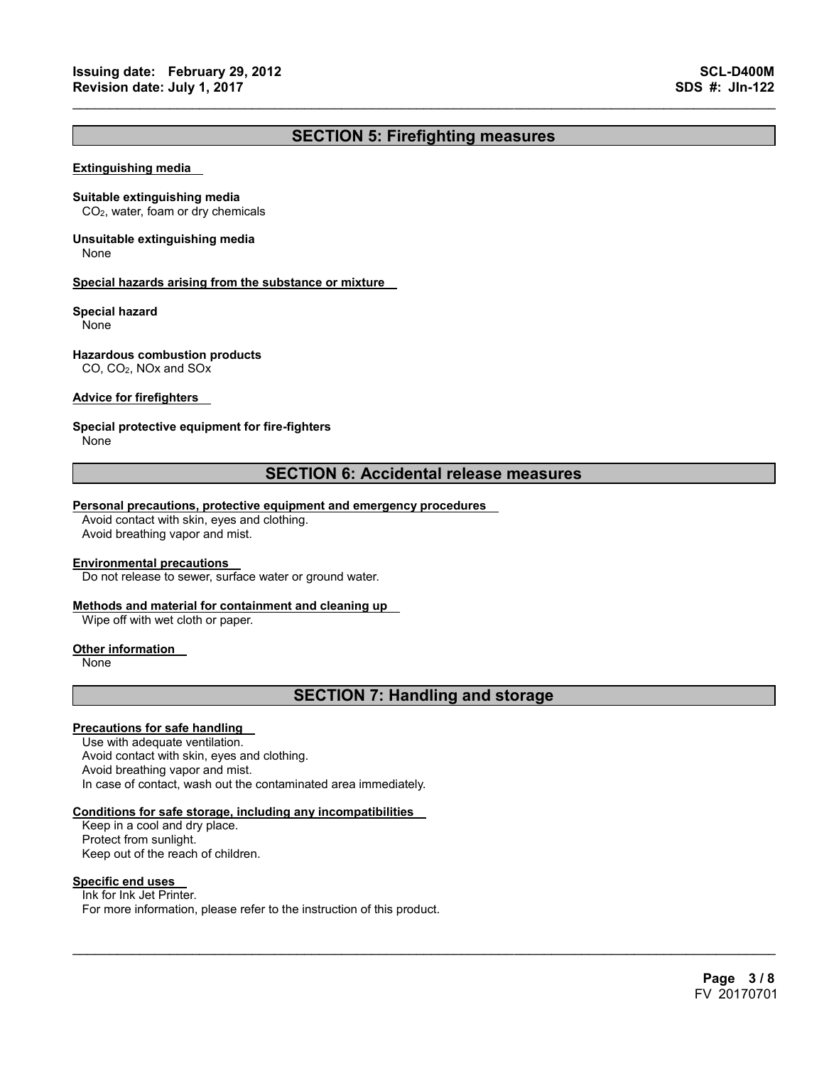## SECTION 5: Firefighting measures

**Extinguishing media**

**Suitable extinguishing media**
$CO_2$, water, foam or dry chemicals

**Unsuitable extinguishing media**
None

**Special hazards arising from the substance or mixture**

**Special hazard**
None

**Hazardous combustion products**
CO, $CO_2$, NOx and SOx

**Advice for firefighters**

**Special protective equipment for fire-fighters**
None

## SECTION 6: Accidental release measures

**Personal precautions, protective equipment and emergency procedures**
Avoid contact with skin, eyes and clothing.
Avoid breathing vapor and mist.

**Environmental precautions**
Do not release to sewer, surface water or ground water.

**Methods and material for containment and cleaning up**
Wipe off with wet cloth or paper.

**Other information**
None

## SECTION 7: Handling and storage

**Precautions for safe handling**
Use with adequate ventilation.
Avoid contact with skin, eyes and clothing.
Avoid breathing vapor and mist.
In case of contact, wash out the contaminated area immediately.

**Conditions for safe storage, including any incompatibilities**
Keep in a cool and dry place.
Protect from sunlight.
Keep out of the reach of children.

**Specific end uses**
Ink for Ink Jet Printer.
For more information, please refer to the instruction of this product.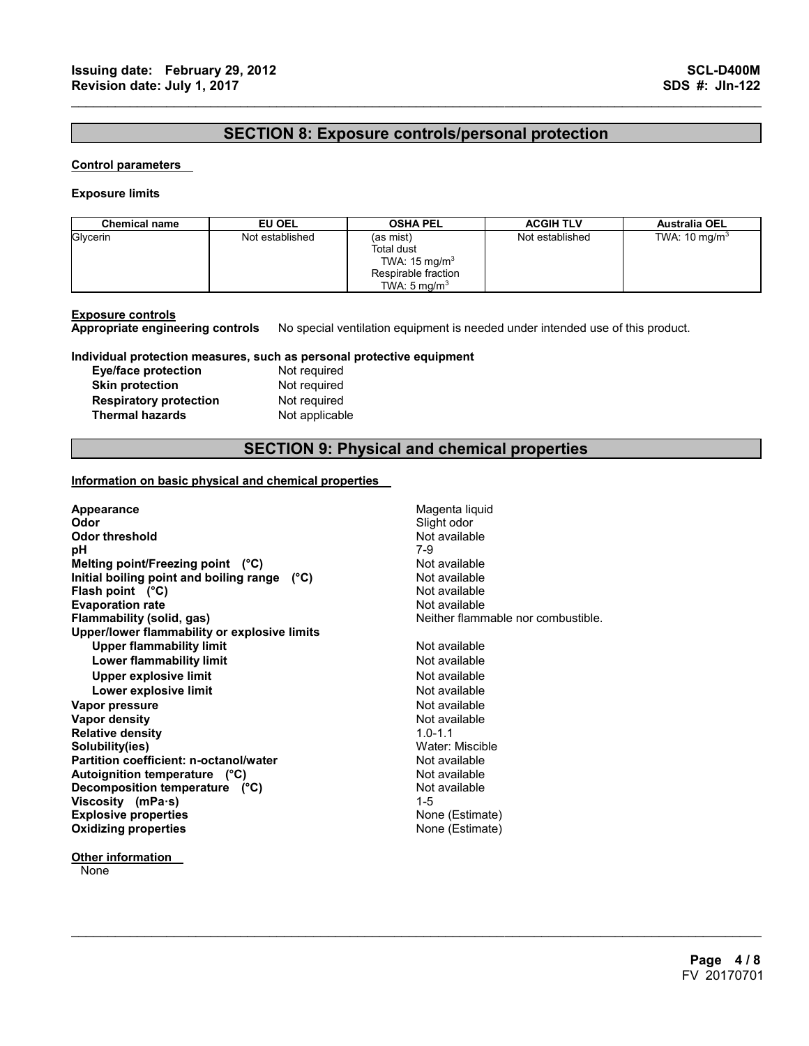## SECTION 8: Exposure controls/personal protection

**Control parameters**

**Exposure limits**

| Chemical name | EU OEL | OSHA PEL | ACGIH TLV | Australia OEL |
|---|---|---|---|---|
| Glycerin | Not established | (as mist)<br>Total dust<br>TWA: 15 mg/m$^3$<br>Respirable fraction<br>TWA: 5 mg/m$^3$ | Not established | TWA: 10 mg/m$^3$ |

**Exposure controls**

**Appropriate engineering controls** No special ventilation equipment is needed under intended use of this product.

**Individual protection measures, such as personal protective equipment**

| | |
|---|---|
| **Eye/face protection** | Not required |
| **Skin protection** | Not required |
| **Respiratory protection** | Not required |
| **Thermal hazards** | Not applicable |

## SECTION 9: Physical and chemical properties

**Information on basic physical and chemical properties**

| | |
|---|---|
| **Appearance** | Magenta liquid |
| **Odor** | Slight odor |
| **Odor threshold** | Not available |
| **pH** | 7-9 |
| **Melting point/Freezing point (°C)** | Not available |
| **Initial boiling point and boiling range (°C)** | Not available |
| **Flash point (°C)** | Not available |
| **Evaporation rate** | Not available |
| **Flammability (solid, gas)** | Neither flammable nor combustible. |
| **Upper/lower flammability or explosive limits** | |
| **Upper flammability limit** | Not available |
| **Lower flammability limit** | Not available |
| **Upper explosive limit** | Not available |
| **Lower explosive limit** | Not available |
| **Vapor pressure** | Not available |
| **Vapor density** | Not available |
| **Relative density** | 1.0-1.1 |
| **Solubility(ies)** | Water: Miscible |
| **Partition coefficient: n-octanol/water** | Not available |
| **Autoignition temperature (°C)** | Not available |
| **Decomposition temperature (°C)** | Not available |
| **Viscosity (mPa·s)** | 1-5 |
| **Explosive properties** | None (Estimate) |
| **Oxidizing properties** | None (Estimate) |

**Other information**

None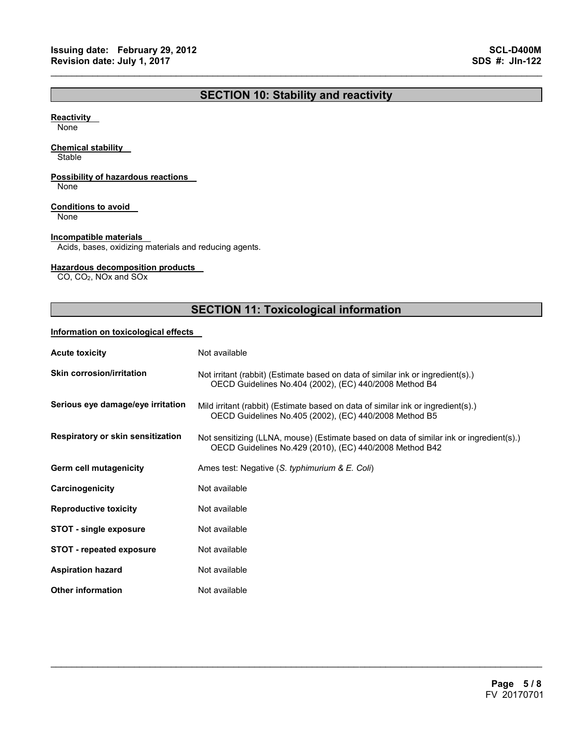## SECTION 10: Stability and reactivity

**Reactivity**

None

**Chemical stability**

Stable

**Possibility of hazardous reactions**

None

**Conditions to avoid**

None

**Incompatible materials**

Acids, bases, oxidizing materials and reducing agents.

**Hazardous decomposition products**

CO, $CO_2$, NOx and SOx

## SECTION 11: Toxicological information

**Information on toxicological effects**

| | |
|---|---|
| **Acute toxicity** | Not available |
| **Skin corrosion/irritation** | Not irritant (rabbit) (Estimate based on data of similar ink or ingredient(s).) OECD Guidelines No.404 (2002), (EC) 440/2008 Method B4 |
| **Serious eye damage/eye irritation** | Mild irritant (rabbit) (Estimate based on data of similar ink or ingredient(s).) OECD Guidelines No.405 (2002), (EC) 440/2008 Method B5 |
| **Respiratory or skin sensitization** | Not sensitizing (LLNA, mouse) (Estimate based on data of similar ink or ingredient(s).) OECD Guidelines No.429 (2010), (EC) 440/2008 Method B42 |
| **Germ cell mutagenicity** | Ames test: Negative (*S. typhimurium & E. Coli*) |
| **Carcinogenicity** | Not available |
| **Reproductive toxicity** | Not available |
| **STOT - single exposure** | Not available |
| **STOT - repeated exposure** | Not available |
| **Aspiration hazard** | Not available |
| **Other information** | Not available |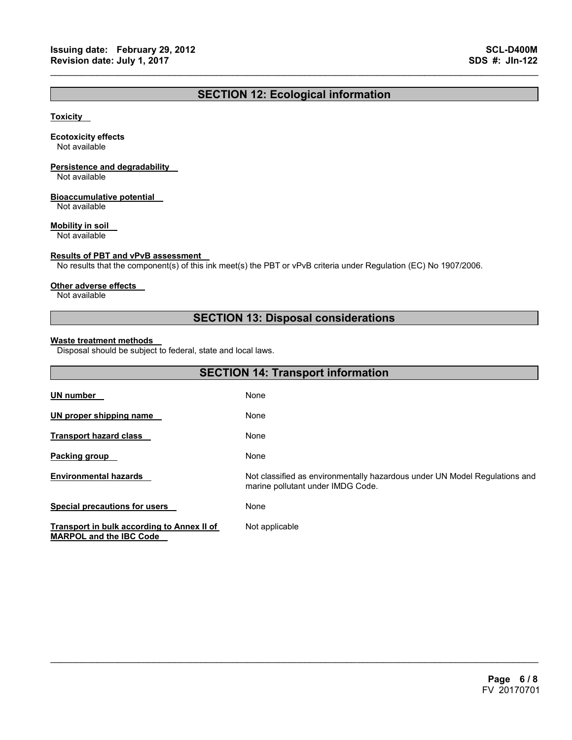## SECTION 12: Ecological information

**Toxicity**

**Ecotoxicity effects**
Not available

**Persistence and degradability**
Not available

**Bioaccumulative potential**
Not available

**Mobility in soil**
Not available

**Results of PBT and vPvB assessment**
No results that the component(s) of this ink meet(s) the PBT or vPvB criteria under Regulation (EC) No 1907/2006.

**Other adverse effects**
Not available

## SECTION 13: Disposal considerations

**Waste treatment methods**
Disposal should be subject to federal, state and local laws.

## SECTION 14: Transport information

| | |
|---|---|
| **UN number** | None |
| **UN proper shipping name** | None |
| **Transport hazard class** | None |
| **Packing group** | None |
| **Environmental hazards** | Not classified as environmentally hazardous under UN Model Regulations and marine pollutant under IMDG Code. |
| **Special precautions for users** | None |
| **Transport in bulk according to Annex II of MARPOL and the IBC Code** | Not applicable |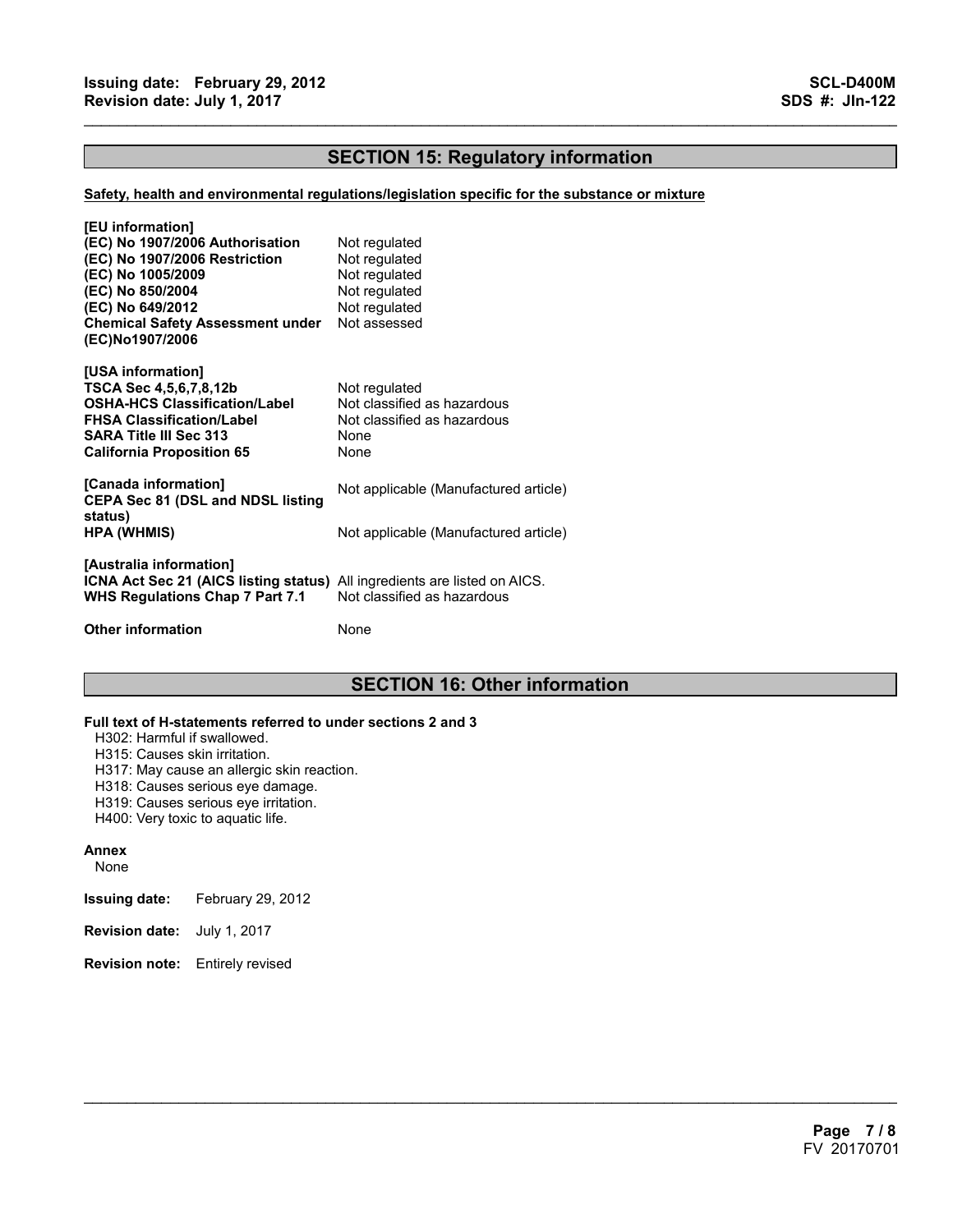## SECTION 15: Regulatory information

**Safety, health and environmental regulations/legislation specific for the substance or mixture**

**[EU information]**

| | |
|---|---|
| **(EC) No 1907/2006 Authorisation** | Not regulated |
| **(EC) No 1907/2006 Restriction** | Not regulated |
| **(EC) No 1005/2009** | Not regulated |
| **(EC) No 850/2004** | Not regulated |
| **(EC) No 649/2012** | Not regulated |
| **Chemical Safety Assessment under (EC)No1907/2006** | Not assessed |

**[USA information]**

| | |
|---|---|
| **TSCA Sec 4,5,6,7,8,12b** | Not regulated |
| **OSHA-HCS Classification/Label** | Not classified as hazardous |
| **FHSA Classification/Label** | Not classified as hazardous |
| **SARA Title III Sec 313** | None |
| **California Proposition 65** | None |

**[Canada information]**

| | |
|---|---|
| **CEPA Sec 81 (DSL and NDSL listing status)** | Not applicable (Manufactured article) |
| **HPA (WHMIS)** | Not applicable (Manufactured article) |

**[Australia information]**

| | |
|---|---|
| **ICNA Act Sec 21 (AICS listing status)** | All ingredients are listed on AICS. |
| **WHS Regulations Chap 7 Part 7.1** | Not classified as hazardous |

**Other information** None

## SECTION 16: Other information

**Full text of H-statements referred to under sections 2 and 3**

H302: Harmful if swallowed.
H315: Causes skin irritation.
H317: May cause an allergic skin reaction.
H318: Causes serious eye damage.
H319: Causes serious eye irritation.
H400: Very toxic to aquatic life.

**Annex**

None

**Issuing date:** February 29, 2012

**Revision date:** July 1, 2017

**Revision note:** Entirely revised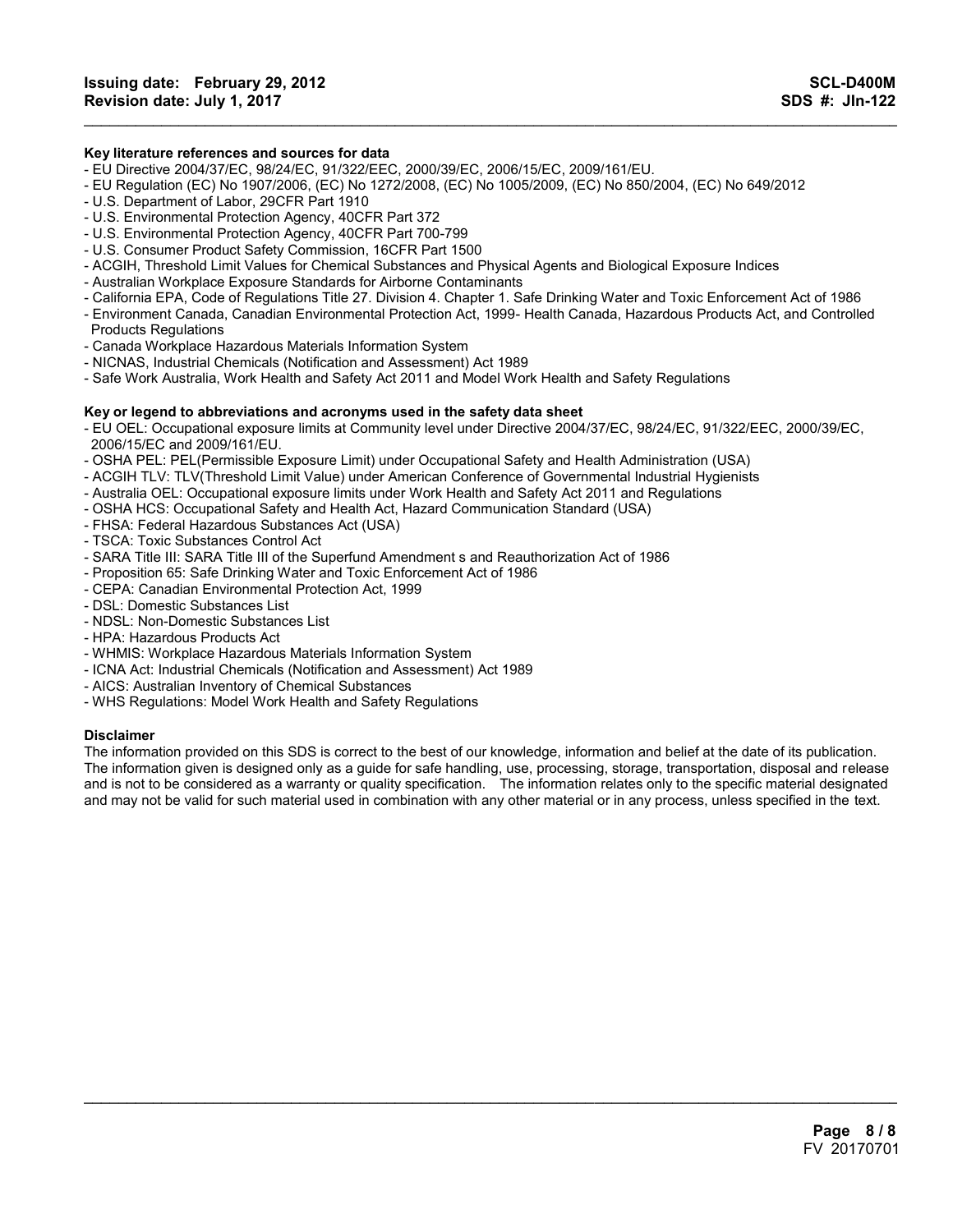**Key literature references and sources for data**

- EU Directive 2004/37/EC, 98/24/EC, 91/322/EEC, 2000/39/EC, 2006/15/EC, 2009/161/EU.
- EU Regulation (EC) No 1907/2006, (EC) No 1272/2008, (EC) No 1005/2009, (EC) No 850/2004, (EC) No 649/2012
- U.S. Department of Labor, 29CFR Part 1910
- U.S. Environmental Protection Agency, 40CFR Part 372
- U.S. Environmental Protection Agency, 40CFR Part 700-799
- U.S. Consumer Product Safety Commission, 16CFR Part 1500
- ACGIH, Threshold Limit Values for Chemical Substances and Physical Agents and Biological Exposure Indices
- Australian Workplace Exposure Standards for Airborne Contaminants
- California EPA, Code of Regulations Title 27. Division 4. Chapter 1. Safe Drinking Water and Toxic Enforcement Act of 1986
- Environment Canada, Canadian Environmental Protection Act, 1999- Health Canada, Hazardous Products Act, and Controlled Products Regulations
- Canada Workplace Hazardous Materials Information System
- NICNAS, Industrial Chemicals (Notification and Assessment) Act 1989
- Safe Work Australia, Work Health and Safety Act 2011 and Model Work Health and Safety Regulations

**Key or legend to abbreviations and acronyms used in the safety data sheet**

- EU OEL: Occupational exposure limits at Community level under Directive 2004/37/EC, 98/24/EC, 91/322/EEC, 2000/39/EC, 2006/15/EC and 2009/161/EU.
- OSHA PEL: PEL(Permissible Exposure Limit) under Occupational Safety and Health Administration (USA)
- ACGIH TLV: TLV(Threshold Limit Value) under American Conference of Governmental Industrial Hygienists
- Australia OEL: Occupational exposure limits under Work Health and Safety Act 2011 and Regulations
- OSHA HCS: Occupational Safety and Health Act, Hazard Communication Standard (USA)
- FHSA: Federal Hazardous Substances Act (USA)
- TSCA: Toxic Substances Control Act
- SARA Title III: SARA Title III of the Superfund Amendment s and Reauthorization Act of 1986
- Proposition 65: Safe Drinking Water and Toxic Enforcement Act of 1986
- CEPA: Canadian Environmental Protection Act, 1999
- DSL: Domestic Substances List
- NDSL: Non-Domestic Substances List
- HPA: Hazardous Products Act
- WHMIS: Workplace Hazardous Materials Information System
- ICNA Act: Industrial Chemicals (Notification and Assessment) Act 1989
- AICS: Australian Inventory of Chemical Substances
- WHS Regulations: Model Work Health and Safety Regulations

**Disclaimer**

The information provided on this SDS is correct to the best of our knowledge, information and belief at the date of its publication. The information given is designed only as a guide for safe handling, use, processing, storage, transportation, disposal and release and is not to be considered as a warranty or quality specification. The information relates only to the specific material designated and may not be valid for such material used in combination with any other material or in any process, unless specified in the text.